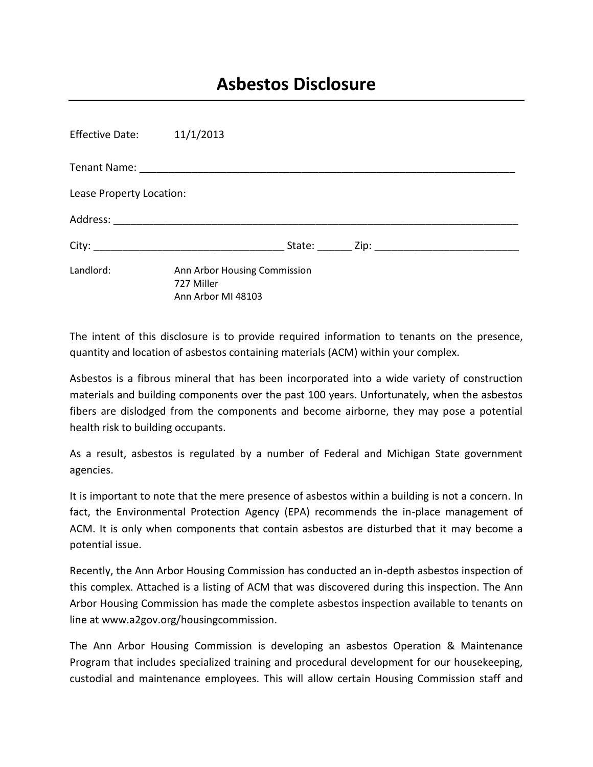# Asbestos Disclosure

Effective Date: 11/1/2013

Tenant Name: ____________________________________________________________________

Lease Property Location:

Address: ________________________________________________________________________

City: ________________________________ State: ______ Zip: _________________________

Landlord: Ann Arbor Housing Commission
727 Miller
Ann Arbor MI 48103

The intent of this disclosure is to provide required information to tenants on the presence, quantity and location of asbestos containing materials (ACM) within your complex.

Asbestos is a fibrous mineral that has been incorporated into a wide variety of construction materials and building components over the past 100 years. Unfortunately, when the asbestos fibers are dislodged from the components and become airborne, they may pose a potential health risk to building occupants.

As a result, asbestos is regulated by a number of Federal and Michigan State government agencies.

It is important to note that the mere presence of asbestos within a building is not a concern. In fact, the Environmental Protection Agency (EPA) recommends the in-place management of ACM. It is only when components that contain asbestos are disturbed that it may become a potential issue.

Recently, the Ann Arbor Housing Commission has conducted an in-depth asbestos inspection of this complex. Attached is a listing of ACM that was discovered during this inspection. The Ann Arbor Housing Commission has made the complete asbestos inspection available to tenants on line at www.a2gov.org/housingcommission.

The Ann Arbor Housing Commission is developing an asbestos Operation & Maintenance Program that includes specialized training and procedural development for our housekeeping, custodial and maintenance employees. This will allow certain Housing Commission staff and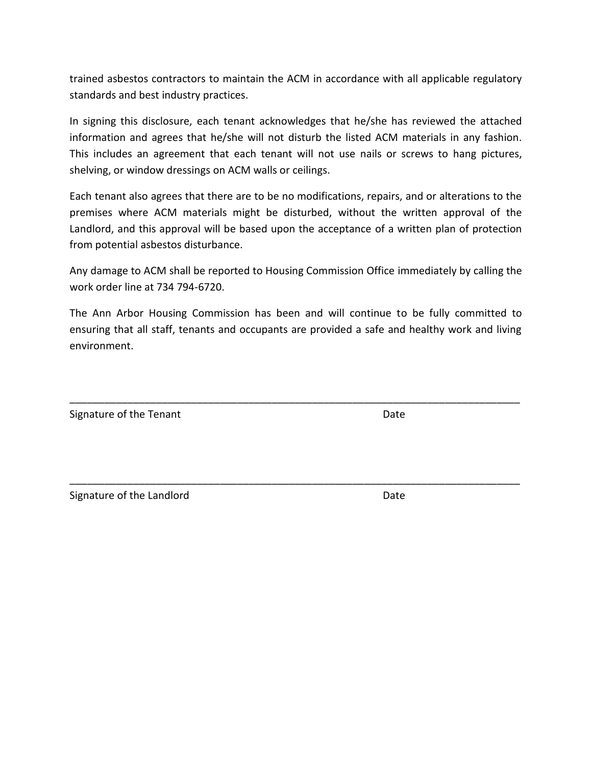trained asbestos contractors to maintain the ACM in accordance with all applicable regulatory standards and best industry practices.

In signing this disclosure, each tenant acknowledges that he/she has reviewed the attached information and agrees that he/she will not disturb the listed ACM materials in any fashion. This includes an agreement that each tenant will not use nails or screws to hang pictures, shelving, or window dressings on ACM walls or ceilings.

Each tenant also agrees that there are to be no modifications, repairs, and or alterations to the premises where ACM materials might be disturbed, without the written approval of the Landlord, and this approval will be based upon the acceptance of a written plan of protection from potential asbestos disturbance.

Any damage to ACM shall be reported to Housing Commission Office immediately by calling the work order line at 734 794-6720.

The Ann Arbor Housing Commission has been and will continue to be fully committed to ensuring that all staff, tenants and occupants are provided a safe and healthy work and living environment.

\_\_\_\_\_\_\_\_\_\_\_\_\_\_\_\_\_\_\_\_\_\_\_\_\_\_\_\_\_\_\_\_\_\_\_\_\_\_\_\_\_\_\_\_\_\_\_\_\_\_\_\_\_\_\_\_\_\_\_\_\_\_\_\_\_\_\_\_\_\_\_\_\_\_\_\_\_\_

Signature of the Tenant                                        Date

\_\_\_\_\_\_\_\_\_\_\_\_\_\_\_\_\_\_\_\_\_\_\_\_\_\_\_\_\_\_\_\_\_\_\_\_\_\_\_\_\_\_\_\_\_\_\_\_\_\_\_\_\_\_\_\_\_\_\_\_\_\_\_\_\_\_\_\_\_\_\_\_\_\_\_\_\_\_

Signature of the Landlord                                        Date